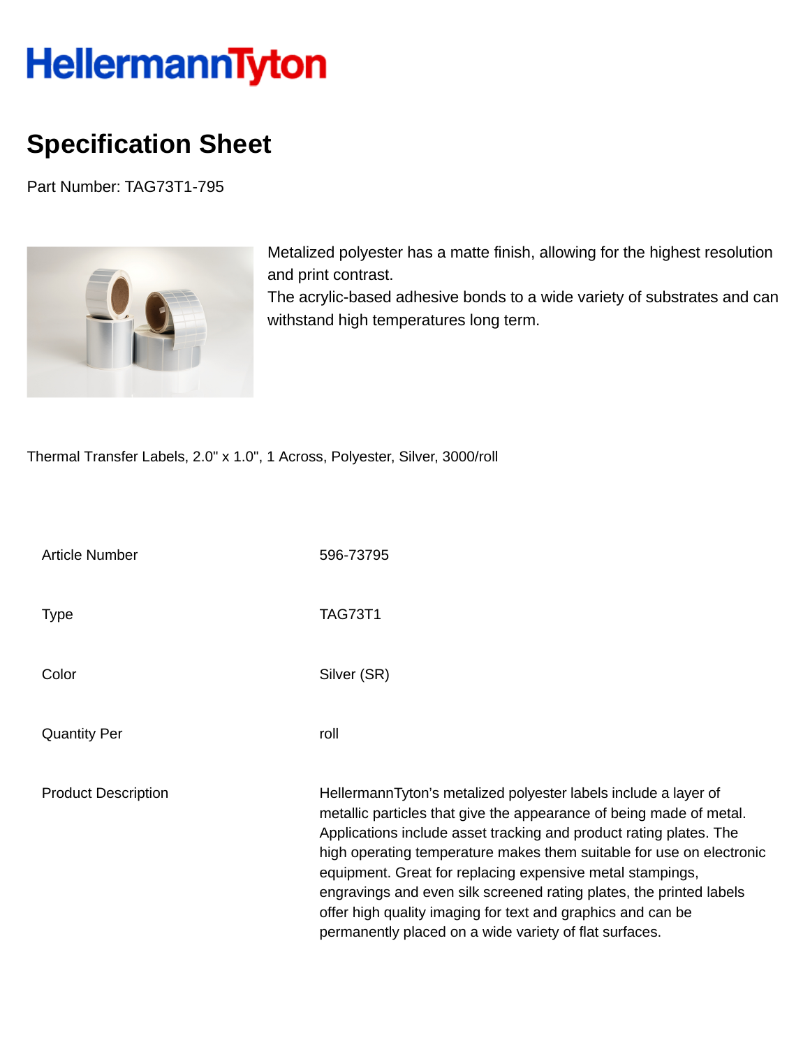HellermannTyton

# Specification Sheet

Part Number: TAG73T1-795

Metalized polyester has a matte finish, allowing for the highest resolution and print contrast.
The acrylic-based adhesive bonds to a wide variety of substrates and can withstand high temperatures long term.

Thermal Transfer Labels, 2.0" x 1.0", 1 Across, Polyester, Silver, 3000/roll

| | |
|---|---|
| Article Number | 596-73795 |
| Type | TAG73T1 |
| Color | Silver (SR) |
| Quantity Per | roll |
| Product Description | HellermannTyton's metalized polyester labels include a layer of metallic particles that give the appearance of being made of metal. Applications include asset tracking and product rating plates. The high operating temperature makes them suitable for use on electronic equipment. Great for replacing expensive metal stampings, engravings and even silk screened rating plates, the printed labels offer high quality imaging for text and graphics and can be permanently placed on a wide variety of flat surfaces. |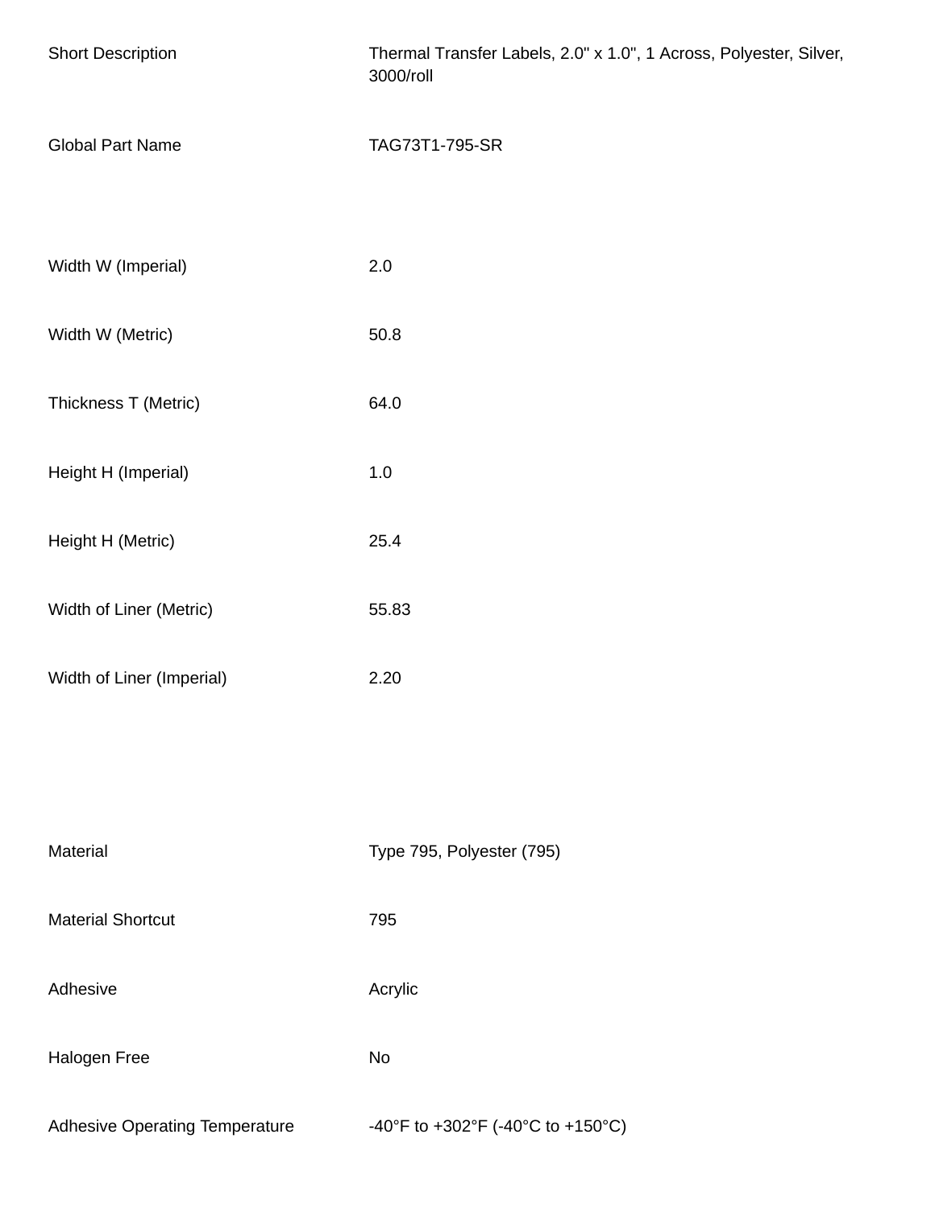| | |
|---|---|
| Short Description | Thermal Transfer Labels, 2.0" x 1.0", 1 Across, Polyester, Silver, 3000/roll |
| Global Part Name | TAG73T1-795-SR |
| Width W (Imperial) | 2.0 |
| Width W (Metric) | 50.8 |
| Thickness T (Metric) | 64.0 |
| Height H (Imperial) | 1.0 |
| Height H (Metric) | 25.4 |
| Width of Liner (Metric) | 55.83 |
| Width of Liner (Imperial) | 2.20 |
| Material | Type 795, Polyester (795) |
| Material Shortcut | 795 |
| Adhesive | Acrylic |
| Halogen Free | No |
| Adhesive Operating Temperature | -40°F to +302°F (-40°C to +150°C) |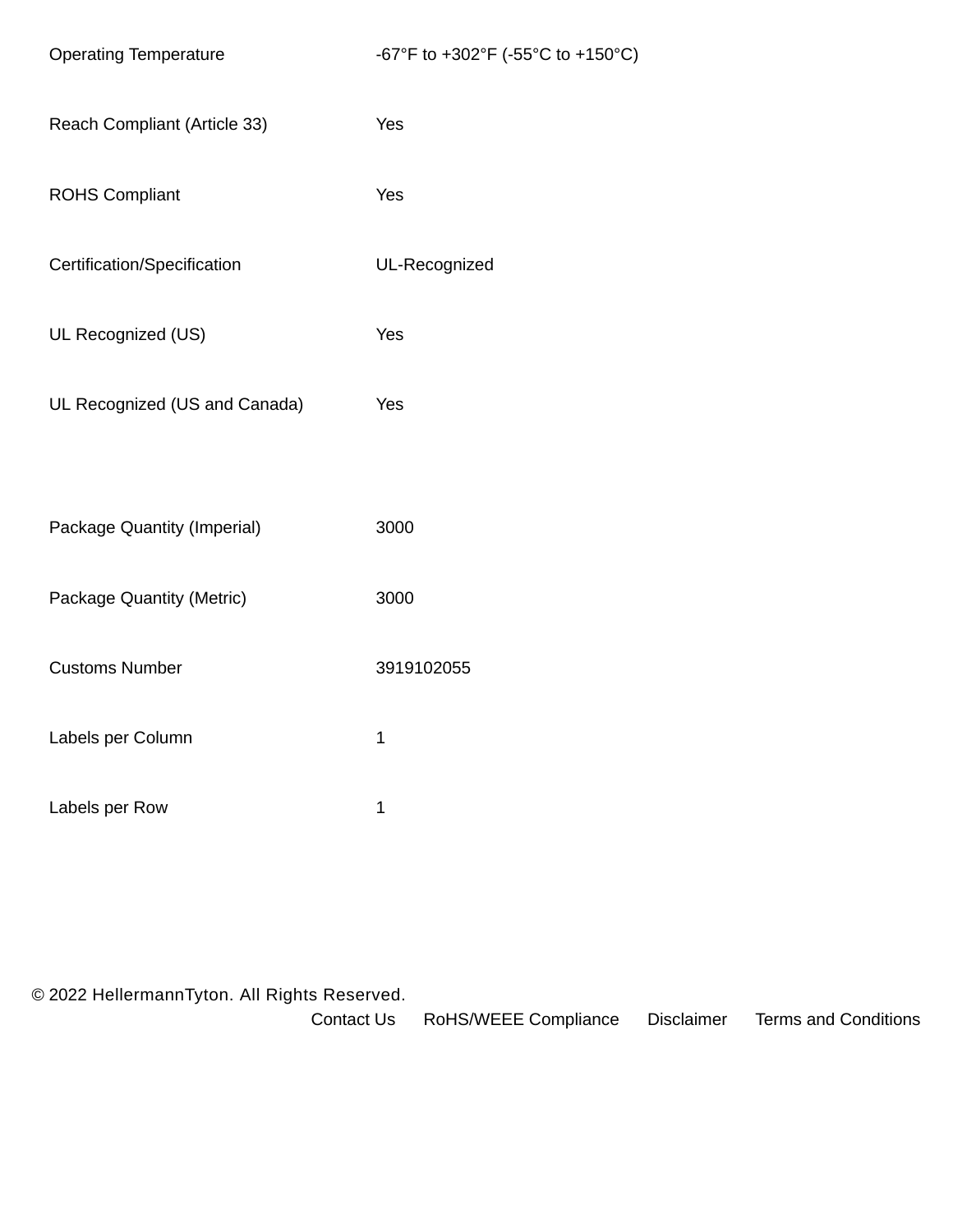| | |
|---|---|
| Operating Temperature | -67°F to +302°F (-55°C to +150°C) |
| Reach Compliant (Article 33) | Yes |
| ROHS Compliant | Yes |
| Certification/Specification | UL-Recognized |
| UL Recognized (US) | Yes |
| UL Recognized (US and Canada) | Yes |

| | |
|---|---|
| Package Quantity (Imperial) | 3000 |
| Package Quantity (Metric) | 3000 |
| Customs Number | 3919102055 |
| Labels per Column | 1 |
| Labels per Row | 1 |

© 2022 HellermannTyton. All Rights Reserved.

Contact Us RoHS/WEEE Compliance Disclaimer Terms and Conditions